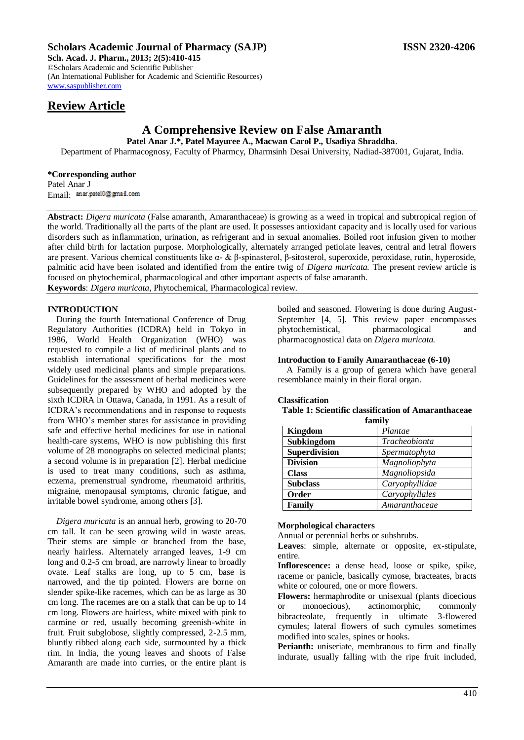# Scholars Academic Journal of Pharmacy (SAJP)

**ISSN 2320-4206**

**Sch. Acad. J. Pharm., 2013; 2(5):410-415**
©Scholars Academic and Scientific Publisher
(An International Publisher for Academic and Scientific Resources)
www.saspublisher.com

## Review Article

# A Comprehensive Review on False Amaranth

**Patel Anar J.\*, Patel Mayuree A., Macwan Carol P., Usadiya Shraddha**.

Department of Pharmacognosy, Faculty of Pharmcy, Dharmsinh Desai University, Nadiad-387001, Gujarat, India.

**\*Corresponding author**
Patel Anar J
Email: anar.patel0@gmail.com

**Abstract:** *Digera muricata* (False amaranth, Amaranthaceae) is growing as a weed in tropical and subtropical region of the world. Traditionally all the parts of the plant are used. It possesses antioxidant capacity and is locally used for various disorders such as inflammation, urination, as refrigerant and in sexual anomalies. Boiled root infusion given to mother after child birth for lactation purpose. Morphologically, alternately arranged petiolate leaves, central and letral flowers are present. Various chemical constituents like α- & β-spinasterol, β-sitosterol, superoxide, peroxidase, rutin, hyperoside, palmitic acid have been isolated and identified from the entire twig of *Digera muricata.* The present review article is focused on phytochemical, pharmacological and other important aspects of false amaranth.

**Keywords**: *Digera muricata*, Phytochemical, Pharmacological review.

## INTRODUCTION

During the fourth International Conference of Drug Regulatory Authorities (ICDRA) held in Tokyo in 1986, World Health Organization (WHO) was requested to compile a list of medicinal plants and to establish international specifications for the most widely used medicinal plants and simple preparations. Guidelines for the assessment of herbal medicines were subsequently prepared by WHO and adopted by the sixth ICDRA in Ottawa, Canada, in 1991. As a result of ICDRA's recommendations and in response to requests from WHO's member states for assistance in providing safe and effective herbal medicines for use in national health-care systems, WHO is now publishing this first volume of 28 monographs on selected medicinal plants; a second volume is in preparation [2]. Herbal medicine is used to treat many conditions, such as asthma, eczema, premenstrual syndrome, rheumatoid arthritis, migraine, menopausal symptoms, chronic fatigue, and irritable bowel syndrome, among others [3].

*Digera muricata* is an annual herb, growing to 20-70 cm tall. It can be seen growing wild in waste areas. Their stems are simple or branched from the base, nearly hairless. Alternately arranged leaves, 1-9 cm long and 0.2-5 cm broad, are narrowly linear to broadly ovate. Leaf stalks are long, up to 5 cm, base is narrowed, and the tip pointed. Flowers are borne on slender spike-like racemes, which can be as large as 30 cm long. The racemes are on a stalk that can be up to 14 cm long. Flowers are hairless, white mixed with pink to carmine or red, usually becoming greenish-white in fruit. Fruit subglobose, slightly compressed, 2-2.5 mm, bluntly ribbed along each side, surmounted by a thick rim. In India, the young leaves and shoots of False Amaranth are made into curries, or the entire plant is boiled and seasoned. Flowering is done during August-September [4, 5]. This review paper encompasses phytochemistical, pharmacological and pharmacognostical data on *Digera muricata.*

### Introduction to Family Amaranthaceae (6-10)

A Family is a group of genera which have general resemblance mainly in their floral organ.

### Classification

**Table 1: Scientific classification of Amaranthaceae family**

| | |
|---|---|
| **Kingdom** | *Plantae* |
| **Subkingdom** | *Tracheobionta* |
| **Superdivision** | *Spermatophyta* |
| **Division** | *Magnoliophyta* |
| **Class** | *Magnoliopsida* |
| **Subclass** | *Caryophyllidae* |
| **Order** | *Caryophyllales* |
| **Family** | *Amaranthaceae* |

### Morphological characters

Annual or perennial herbs or subshrubs.

**Leaves**: simple, alternate or opposite, ex-stipulate, entire.

**Inflorescence:** a dense head, loose or spike, spike, raceme or panicle, basically cymose, bracteates, bracts white or coloured, one or more flowers.

**Flowers:** hermaphrodite or unisexual (plants dioecious or monoecious), actinomorphic, commonly bibracteolate, frequently in ultimate 3-flowered cymules; lateral flowers of such cymules sometimes modified into scales, spines or hooks.

**Perianth:** uniseriate, membranous to firm and finally indurate, usually falling with the ripe fruit included,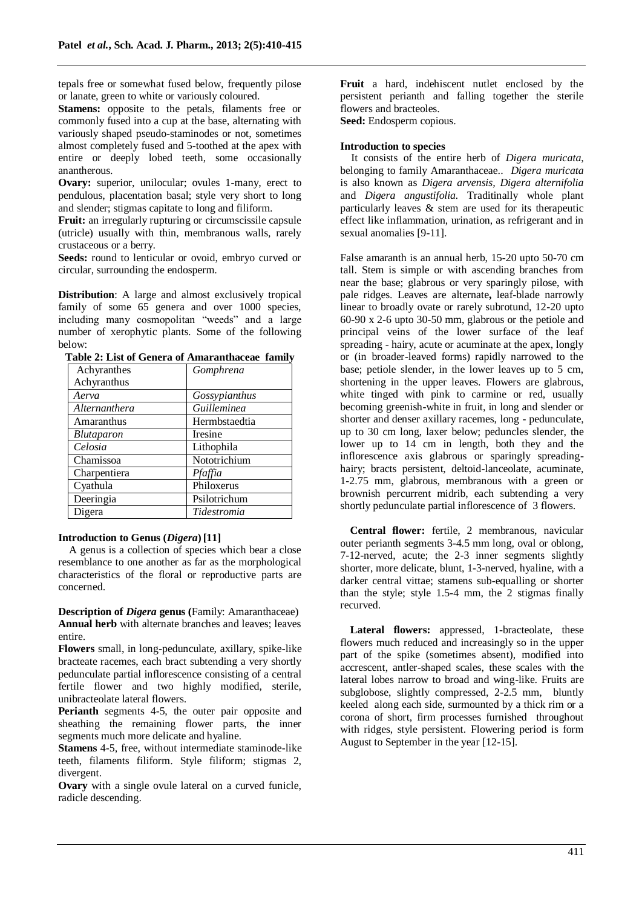tepals free or somewhat fused below, frequently pilose or lanate, green to white or variously coloured.

**Stamens:** opposite to the petals, filaments free or commonly fused into a cup at the base, alternating with variously shaped pseudo-staminodes or not, sometimes almost completely fused and 5-toothed at the apex with entire or deeply lobed teeth, some occasionally anantherous.

**Ovary:** superior, unilocular; ovules 1-many, erect to pendulous, placentation basal; style very short to long and slender; stigmas capitate to long and filiform.

**Fruit:** an irregularly rupturing or circumscissile capsule (utricle) usually with thin, membranous walls, rarely crustaceous or a berry.

**Seeds:** round to lenticular or ovoid, embryo curved or circular, surrounding the endosperm.

**Distribution**: A large and almost exclusively tropical family of some 65 genera and over 1000 species, including many cosmopolitan "weeds" and a large number of xerophytic plants. Some of the following below:

**Table 2: List of Genera of Amaranthaceae family**

| | |
|---|---|
| Achyranthes Achyranthus | *Gomphrena* |
| *Aerva* | *Gossypianthus* |
| *Alternanthera* | *Guilleminea* |
| Amaranthus | Hermbstaedtia |
| *Blutaparon* | Iresine |
| *Celosia* | Lithophila |
| Chamissoa | Nototrichium |
| Charpentiera | *Pfaffia* |
| Cyathula | Philoxerus |
| Deeringia | Psilotrichum |
| Digera | *Tidestromia* |

**Introduction to Genus (*Digera*) [11]**

A genus is a collection of species which bear a close resemblance to one another as far as the morphological characteristics of the floral or reproductive parts are concerned.

**Description of *Digera* genus (**Family: Amaranthaceae)

**Annual herb** with alternate branches and leaves; leaves entire.

**Flowers** small, in long-pedunculate, axillary, spike-like bracteate racemes, each bract subtending a very shortly pedunculate partial inflorescence consisting of a central fertile flower and two highly modified, sterile, unibracteolate lateral flowers.

**Perianth** segments 4-5, the outer pair opposite and sheathing the remaining flower parts, the inner segments much more delicate and hyaline.

**Stamens** 4-5, free, without intermediate staminode-like teeth, filaments filiform. Style filiform; stigmas 2, divergent.

**Ovary** with a single ovule lateral on a curved funicle, radicle descending.

**Fruit** a hard, indehiscent nutlet enclosed by the persistent perianth and falling together the sterile flowers and bracteoles.

**Seed:** Endosperm copious.

**Introduction to species**

It consists of the entire herb of *Digera muricata*, belonging to family Amaranthaceae.. *Digera muricata* is also known as *Digera arvensis*, *Digera alternifolia* and *Digera angustifolia.* Traditinally whole plant particularly leaves & stem are used for its therapeutic effect like inflammation, urination, as refrigerant and in sexual anomalies [9-11].

False amaranth is an annual herb, 15-20 upto 50-70 cm tall. Stem is simple or with ascending branches from near the base; glabrous or very sparingly pilose, with pale ridges. Leaves are alternate**,** leaf-blade narrowly linear to broadly ovate or rarely subrotund, 12-20 upto 60-90 x 2-6 upto 30-50 mm, glabrous or the petiole and principal veins of the lower surface of the leaf spreading - hairy, acute or acuminate at the apex, longly or (in broader-leaved forms) rapidly narrowed to the base; petiole slender, in the lower leaves up to 5 cm, shortening in the upper leaves. Flowers are glabrous, white tinged with pink to carmine or red, usually becoming greenish-white in fruit, in long and slender or shorter and denser axillary racemes, long - pedunculate, up to 30 cm long, laxer below; peduncles slender, the lower up to 14 cm in length, both they and the inflorescence axis glabrous or sparingly spreading-hairy; bracts persistent, deltoid-lanceolate, acuminate, 1-2.75 mm, glabrous, membranous with a green or brownish percurrent midrib, each subtending a very shortly pedunculate partial inflorescence of 3 flowers.

**Central flower:** fertile, 2 membranous, navicular outer perianth segments 3-4.5 mm long, oval or oblong, 7-12-nerved, acute; the 2-3 inner segments slightly shorter, more delicate, blunt, 1-3-nerved, hyaline, with a darker central vittae; stamens sub-equalling or shorter than the style; style 1.5-4 mm, the 2 stigmas finally recurved.

**Lateral flowers:** appressed, 1-bracteolate, these flowers much reduced and increasingly so in the upper part of the spike (sometimes absent), modified into accrescent, antler-shaped scales, these scales with the lateral lobes narrow to broad and wing-like. Fruits are subglobose, slightly compressed, 2-2.5 mm, bluntly keeled along each side, surmounted by a thick rim or a corona of short, firm processes furnished throughout with ridges, style persistent. Flowering period is form August to September in the year [12-15].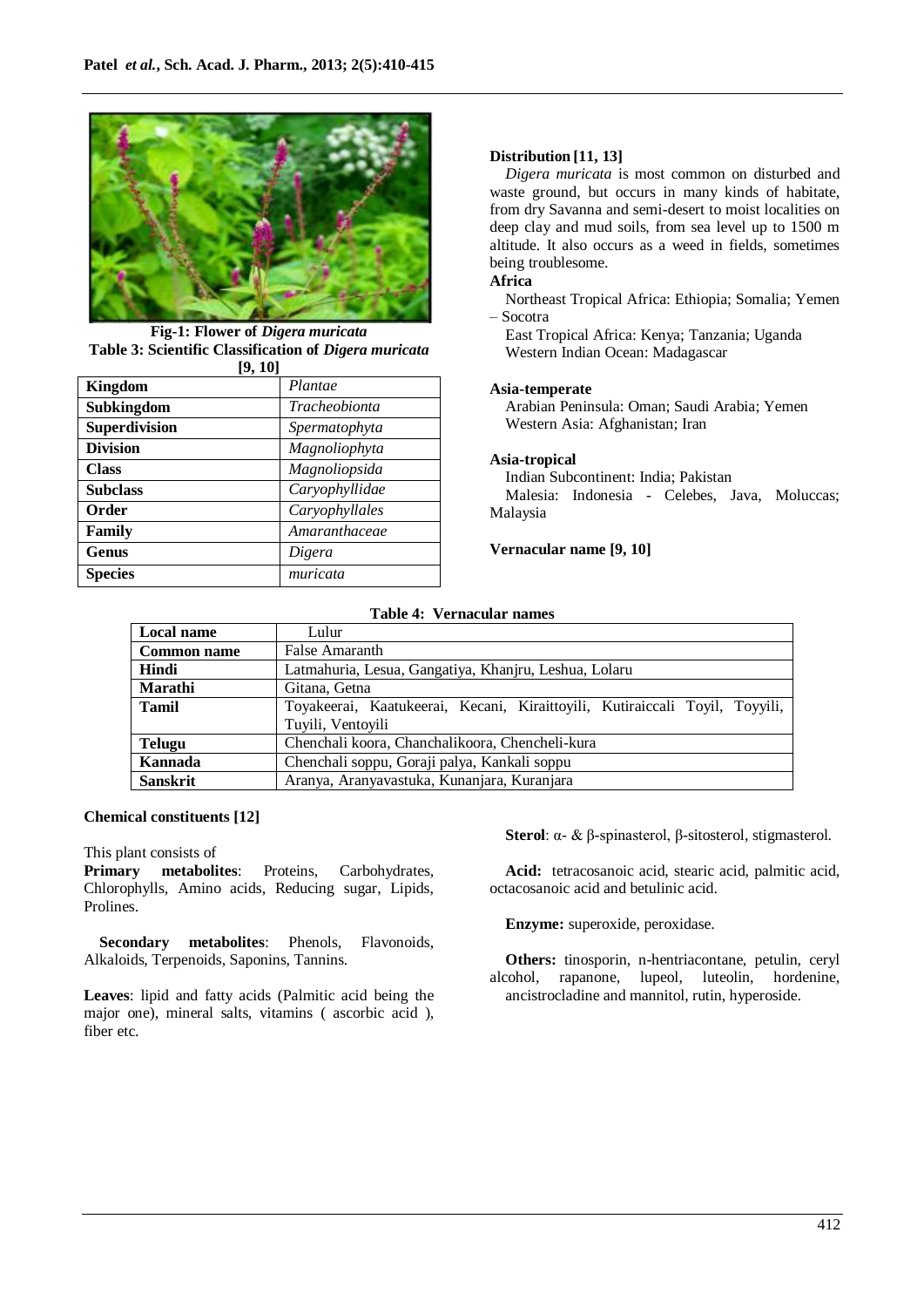Fig-1: Flower of *Digera muricata*

Table 3: Scientific Classification of *Digera muricata* [9, 10]

| Kingdom | *Plantae* |
|---|---|
| Subkingdom | *Tracheobionta* |
| Superdivision | *Spermatophyta* |
| Division | *Magnoliophyta* |
| Class | *Magnoliopsida* |
| Subclass | *Caryophyllidae* |
| Order | *Caryophyllales* |
| Family | *Amaranthaceae* |
| Genus | *Digera* |
| Species | *muricata* |

**Distribution [11, 13]**

*Digera muricata* is most common on disturbed and waste ground, but occurs in many kinds of habitate, from dry Savanna and semi-desert to moist localities on deep clay and mud soils, from sea level up to 1500 m altitude. It also occurs as a weed in fields, sometimes being troublesome.

**Africa**

Northeast Tropical Africa: Ethiopia; Somalia; Yemen – Socotra

East Tropical Africa: Kenya; Tanzania; Uganda

Western Indian Ocean: Madagascar

**Asia-temperate**

Arabian Peninsula: Oman; Saudi Arabia; Yemen

Western Asia: Afghanistan; Iran

**Asia-tropical**

Indian Subcontinent: India; Pakistan

Malesia: Indonesia - Celebes, Java, Moluccas; Malaysia

**Vernacular name [9, 10]**

Table 4: Vernacular names

| Local name | Lulur |
|---|---|
| Common name | False Amaranth |
| Hindi | Latmahuria, Lesua, Gangatiya, Khanjru, Leshua, Lolaru |
| Marathi | Gitana, Getna |
| Tamil | Toyakeerai, Kaatukeerai, Kecani, Kiraittoyili, Kutiraiccali Toyil, Toyyili, Tuyili, Ventoyili |
| Telugu | Chenchali koora, Chanchalikoora, Chencheli-kura |
| Kannada | Chenchali soppu, Goraji palya, Kankali soppu |
| Sanskrit | Aranya, Aranyavastuka, Kunanjara, Kuranjara |

**Chemical constituents [12]**

This plant consists of

**Primary metabolites**: Proteins, Carbohydrates, Chlorophylls, Amino acids, Reducing sugar, Lipids, Prolines.

**Secondary metabolites**: Phenols, Flavonoids, Alkaloids, Terpenoids, Saponins, Tannins.

**Leaves**: lipid and fatty acids (Palmitic acid being the major one), mineral salts, vitamins ( ascorbic acid ), fiber etc.

**Sterol**: α- & β-spinasterol, β-sitosterol, stigmasterol.

**Acid:** tetracosanoic acid, stearic acid, palmitic acid, octacosanoic acid and betulinic acid.

**Enzyme:** superoxide, peroxidase.

**Others:** tinosporin, n-hentriacontane, petulin, ceryl alcohol, rapanone, lupeol, luteolin, hordenine, ancistrocladine and mannitol, rutin, hyperoside.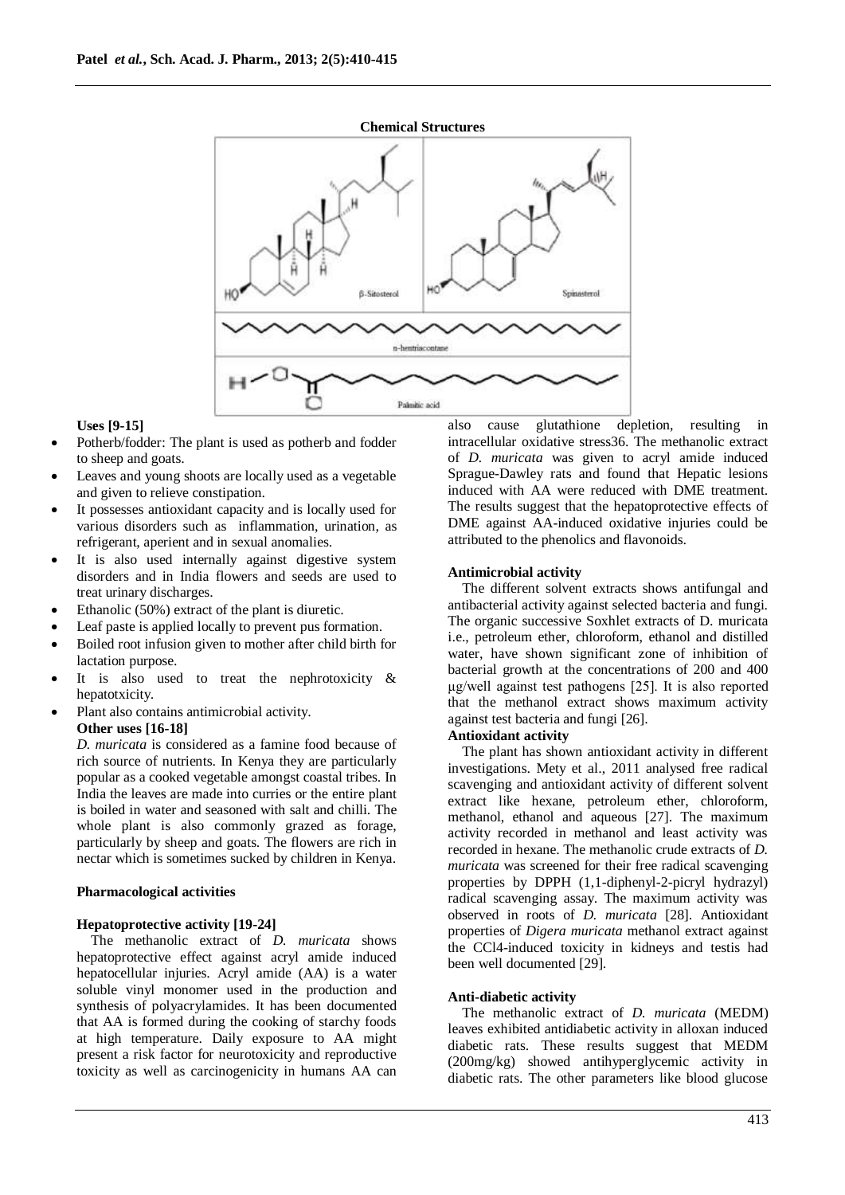**Chemical Structures**

β-Sitosterol

Spinasterol

n-hentriacontane

Palmitic acid

**Uses [9-15]**

- Potherb/fodder: The plant is used as potherb and fodder to sheep and goats.
- Leaves and young shoots are locally used as a vegetable and given to relieve constipation.
- It possesses antioxidant capacity and is locally used for various disorders such as inflammation, urination, as refrigerant, aperient and in sexual anomalies.
- It is also used internally against digestive system disorders and in India flowers and seeds are used to treat urinary discharges.
- Ethanolic (50%) extract of the plant is diuretic.
- Leaf paste is applied locally to prevent pus formation.
- Boiled root infusion given to mother after child birth for lactation purpose.
- It is also used to treat the nephrotoxicity & hepatotxicity.
- Plant also contains antimicrobial activity.

**Other uses [16-18]**

*D. muricata* is considered as a famine food because of rich source of nutrients. In Kenya they are particularly popular as a cooked vegetable amongst coastal tribes. In India the leaves are made into curries or the entire plant is boiled in water and seasoned with salt and chilli. The whole plant is also commonly grazed as forage, particularly by sheep and goats. The flowers are rich in nectar which is sometimes sucked by children in Kenya.

**Pharmacological activities**

**Hepatoprotective activity [19-24]**

The methanolic extract of *D. muricata* shows hepatoprotective effect against acryl amide induced hepatocellular injuries. Acryl amide (AA) is a water soluble vinyl monomer used in the production and synthesis of polyacrylamides. It has been documented that AA is formed during the cooking of starchy foods at high temperature. Daily exposure to AA might present a risk factor for neurotoxicity and reproductive toxicity as well as carcinogenicity in humans AA can also cause glutathione depletion, resulting in intracellular oxidative stress36. The methanolic extract of *D. muricata* was given to acryl amide induced Sprague-Dawley rats and found that Hepatic lesions induced with AA were reduced with DME treatment. The results suggest that the hepatoprotective effects of DME against AA-induced oxidative injuries could be attributed to the phenolics and flavonoids.

**Antimicrobial activity**

The different solvent extracts shows antifungal and antibacterial activity against selected bacteria and fungi. The organic successive Soxhlet extracts of D. muricata i.e., petroleum ether, chloroform, ethanol and distilled water, have shown significant zone of inhibition of bacterial growth at the concentrations of 200 and 400 μg/well against test pathogens [25]. It is also reported that the methanol extract shows maximum activity against test bacteria and fungi [26].

**Antioxidant activity**

The plant has shown antioxidant activity in different investigations. Mety et al., 2011 analysed free radical scavenging and antioxidant activity of different solvent extract like hexane, petroleum ether, chloroform, methanol, ethanol and aqueous [27]. The maximum activity recorded in methanol and least activity was recorded in hexane. The methanolic crude extracts of *D. muricata* was screened for their free radical scavenging properties by DPPH (1,1-diphenyl-2-picryl hydrazyl) radical scavenging assay. The maximum activity was observed in roots of *D. muricata* [28]. Antioxidant properties of *Digera muricata* methanol extract against the $CCl_4$-induced toxicity in kidneys and testis had been well documented [29].

**Anti-diabetic activity**

The methanolic extract of *D. muricata* (MEDM) leaves exhibited antidiabetic activity in alloxan induced diabetic rats. These results suggest that MEDM (200mg/kg) showed antihyperglycemic activity in diabetic rats. The other parameters like blood glucose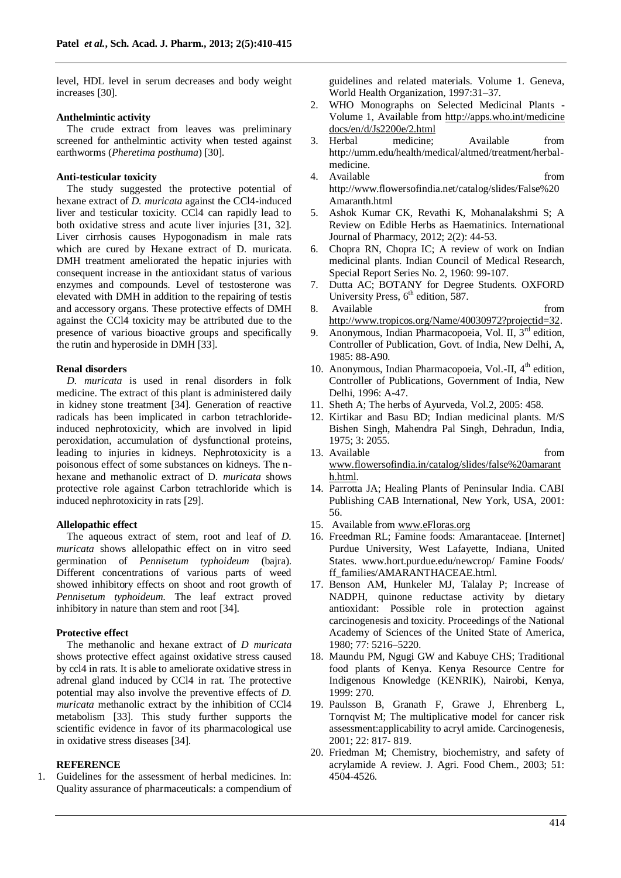level, HDL level in serum decreases and body weight increases [30].

**Anthelmintic activity**

The crude extract from leaves was preliminary screened for anthelmintic activity when tested against earthworms (*Pheretima posthuma*) [30].

**Anti-testicular toxicity**

The study suggested the protective potential of hexane extract of *D. muricata* against the CCl4-induced liver and testicular toxicity. CCl4 can rapidly lead to both oxidative stress and acute liver injuries [31, 32]. Liver cirrhosis causes Hypogonadism in male rats which are cured by Hexane extract of D. muricata. DMH treatment ameliorated the hepatic injuries with consequent increase in the antioxidant status of various enzymes and compounds. Level of testosterone was elevated with DMH in addition to the repairing of testis and accessory organs. These protective effects of DMH against the CCl4 toxicity may be attributed due to the presence of various bioactive groups and specifically the rutin and hyperoside in DMH [33].

**Renal disorders**

*D. muricata* is used in renal disorders in folk medicine. The extract of this plant is administered daily in kidney stone treatment [34]. Generation of reactive radicals has been implicated in carbon tetrachloride-induced nephrotoxicity, which are involved in lipid peroxidation, accumulation of dysfunctional proteins, leading to injuries in kidneys. Nephrotoxicity is a poisonous effect of some substances on kidneys. The n-hexane and methanolic extract of D. *muricata* shows protective role against Carbon tetrachloride which is induced nephrotoxicity in rats [29].

**Allelopathic effect**

The aqueous extract of stem, root and leaf of *D. muricata* shows allelopathic effect on in vitro seed germination of *Pennisetum typhoideum* (bajra). Different concentrations of various parts of weed showed inhibitory effects on shoot and root growth of *Pennisetum typhoideum.* The leaf extract proved inhibitory in nature than stem and root [34].

**Protective effect**

The methanolic and hexane extract of *D muricata* shows protective effect against oxidative stress caused by ccl4 in rats. It is able to ameliorate oxidative stress in adrenal gland induced by CCl4 in rat. The protective potential may also involve the preventive effects of *D. muricata* methanolic extract by the inhibition of CCl4 metabolism [33]. This study further supports the scientific evidence in favor of its pharmacological use in oxidative stress diseases [34].

**REFERENCE**

1. Guidelines for the assessment of herbal medicines. In: Quality assurance of pharmaceuticals: a compendium of guidelines and related materials. Volume 1. Geneva, World Health Organization, 1997:31–37.
2. WHO Monographs on Selected Medicinal Plants - Volume 1, Available from http://apps.who.int/medicinedocs/en/d/Js2200e/2.html
3. Herbal medicine; Available from http://umm.edu/health/medical/altmed/treatment/herbal-medicine.
4. Available from http://www.flowersofindia.net/catalog/slides/False%20Amaranth.html
5. Ashok Kumar CK, Revathi K, Mohanalakshmi S; A Review on Edible Herbs as Haematinics. International Journal of Pharmacy, 2012; 2(2): 44-53.
6. Chopra RN, Chopra IC; A review of work on Indian medicinal plants. Indian Council of Medical Research, Special Report Series No. 2, 1960: 99-107.
7. Dutta AC; BOTANY for Degree Students. OXFORD University Press, 6th edition, 587.
8. Available from http://www.tropicos.org/Name/40030972?projectid=32.
9. Anonymous, Indian Pharmacopoeia, Vol. II, 3rd edition, Controller of Publication, Govt. of India, New Delhi, A, 1985: 88-A90.
10. Anonymous, Indian Pharmacopoeia, Vol.-II, 4th edition, Controller of Publications, Government of India, New Delhi, 1996: A-47.
11. Sheth A; The herbs of Ayurveda, Vol.2, 2005: 458.
12. Kirtikar and Basu BD; Indian medicinal plants. M/S Bishen Singh, Mahendra Pal Singh, Dehradun, India, 1975; 3: 2055.
13. Available from www.flowersofindia.in/catalog/slides/false%20amaranth.html.
14. Parrotta JA; Healing Plants of Peninsular India. CABI Publishing CAB International, New York, USA, 2001: 56.
15. Available from www.eFloras.org
16. Freedman RL; Famine foods: Amarantaceae. [Internet] Purdue University, West Lafayette, Indiana, United States. www.hort.purdue.edu/newcrop/ Famine Foods/ ff_families/AMARANTHACEAE.html.
17. Benson AM, Hunkeler MJ, Talalay P; Increase of NADPH, quinone reductase activity by dietary antioxidant: Possible role in protection against carcinogenesis and toxicity. Proceedings of the National Academy of Sciences of the United State of America, 1980; 77: 5216–5220.
18. Maundu PM, Ngugi GW and Kabuye CHS; Traditional food plants of Kenya. Kenya Resource Centre for Indigenous Knowledge (KENRIK), Nairobi, Kenya, 1999: 270.
19. Paulsson B, Granath F, Grawe J, Ehrenberg L, Tornqvist M; The multiplicative model for cancer risk assessment:applicability to acryl amide. Carcinogenesis, 2001; 22: 817- 819.
20. Friedman M; Chemistry, biochemistry, and safety of acrylamide A review. J. Agri. Food Chem., 2003; 51: 4504-4526.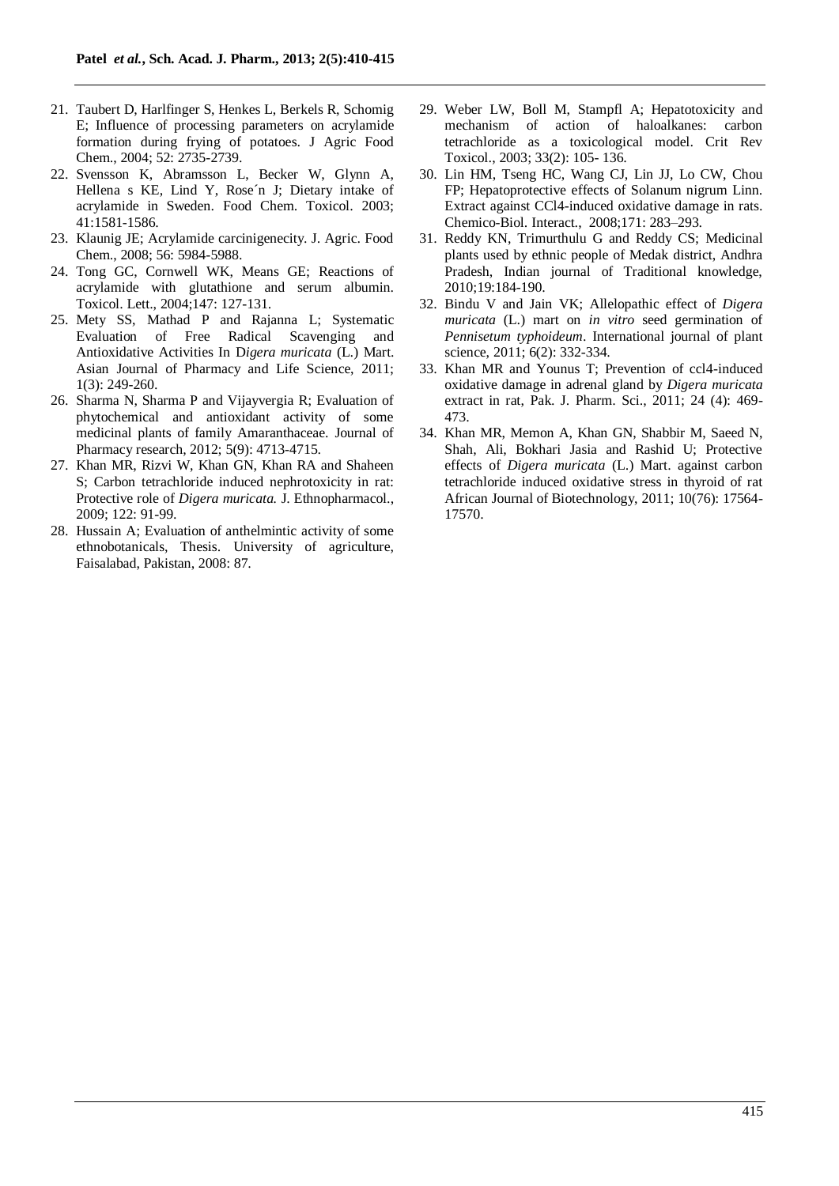21. Taubert D, Harlfinger S, Henkes L, Berkels R, Schomig E; Influence of processing parameters on acrylamide formation during frying of potatoes. J Agric Food Chem., 2004; 52: 2735-2739.
22. Svensson K, Abramsson L, Becker W, Glynn A, Hellena s KE, Lind Y, Rose´n J; Dietary intake of acrylamide in Sweden. Food Chem. Toxicol. 2003; 41:1581-1586.
23. Klaunig JE; Acrylamide carcinigenecity. J. Agric. Food Chem., 2008; 56: 5984-5988.
24. Tong GC, Cornwell WK, Means GE; Reactions of acrylamide with glutathione and serum albumin. Toxicol. Lett., 2004;147: 127-131.
25. Mety SS, Mathad P and Rajanna L; Systematic Evaluation of Free Radical Scavenging and Antioxidative Activities In D*igera muricata* (L.) Mart. Asian Journal of Pharmacy and Life Science, 2011; 1(3): 249-260.
26. Sharma N, Sharma P and Vijayvergia R; Evaluation of phytochemical and antioxidant activity of some medicinal plants of family Amaranthaceae. Journal of Pharmacy research, 2012; 5(9): 4713-4715.
27. Khan MR, Rizvi W, Khan GN, Khan RA and Shaheen S; Carbon tetrachloride induced nephrotoxicity in rat: Protective role of *Digera muricata.* J. Ethnopharmacol., 2009; 122: 91-99.
28. Hussain A; Evaluation of anthelmintic activity of some ethnobotanicals, Thesis. University of agriculture, Faisalabad, Pakistan, 2008: 87.
29. Weber LW, Boll M, Stampfl A; Hepatotoxicity and mechanism of action of haloalkanes: carbon tetrachloride as a toxicological model. Crit Rev Toxicol., 2003; 33(2): 105- 136.
30. Lin HM, Tseng HC, Wang CJ, Lin JJ, Lo CW, Chou FP; Hepatoprotective effects of Solanum nigrum Linn. Extract against $CCl_4$-induced oxidative damage in rats. Chemico-Biol. Interact., 2008;171: 283–293.
31. Reddy KN, Trimurthulu G and Reddy CS; Medicinal plants used by ethnic people of Medak district, Andhra Pradesh, Indian journal of Traditional knowledge, 2010;19:184-190.
32. Bindu V and Jain VK; Allelopathic effect of *Digera muricata* (L.) mart on *in vitro* seed germination of *Pennisetum typhoideum*. International journal of plant science, 2011; 6(2): 332-334.
33. Khan MR and Younus T; Prevention of ccl4-induced oxidative damage in adrenal gland by *Digera muricata* extract in rat, Pak. J. Pharm. Sci., 2011; 24 (4): 469-473.
34. Khan MR, Memon A, Khan GN, Shabbir M, Saeed N, Shah, Ali, Bokhari Jasia and Rashid U; Protective effects of *Digera muricata* (L.) Mart. against carbon tetrachloride induced oxidative stress in thyroid of rat African Journal of Biotechnology, 2011; 10(76): 17564-17570.